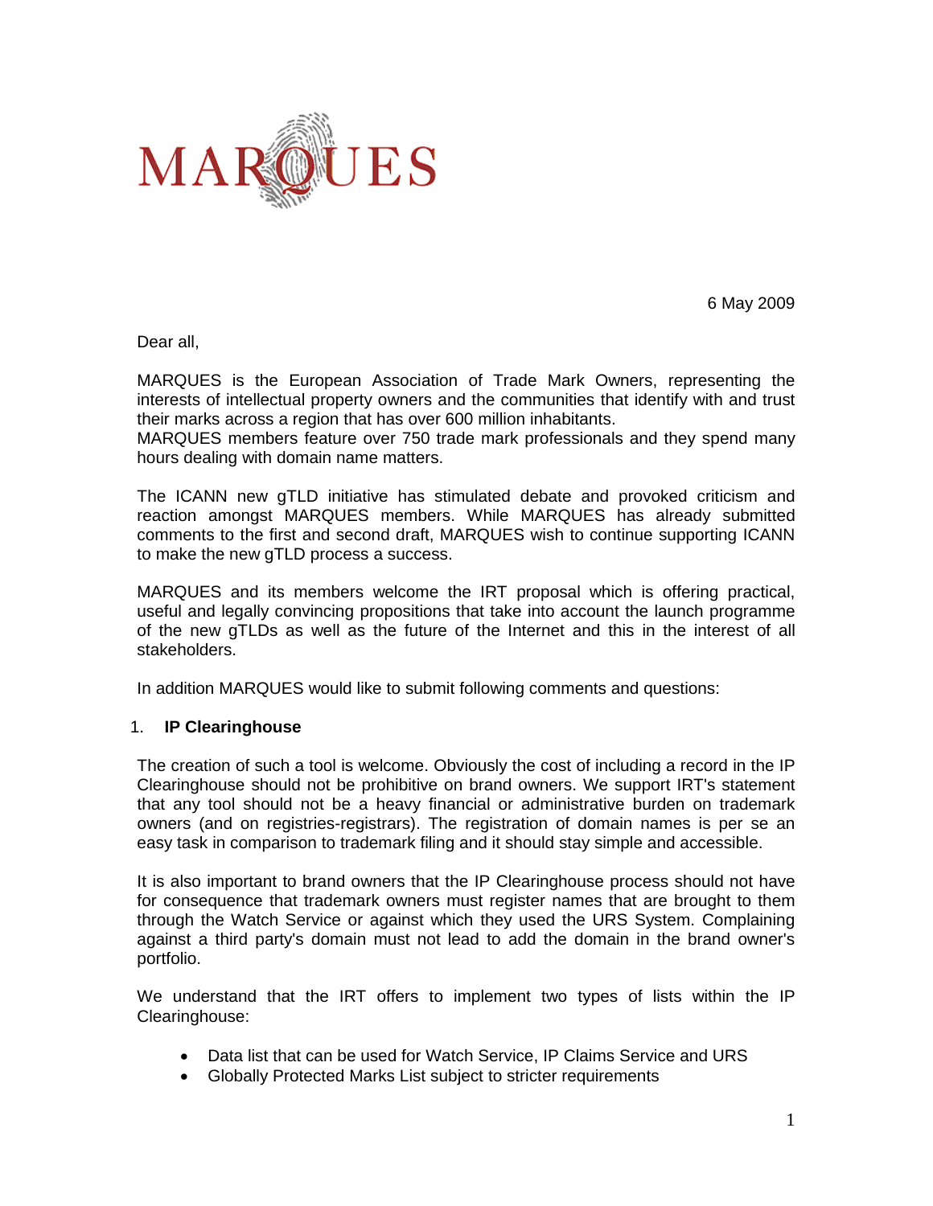MARQUES

6 May 2009

Dear all,

MARQUES is the European Association of Trade Mark Owners, representing the interests of intellectual property owners and the communities that identify with and trust their marks across a region that has over 600 million inhabitants.
MARQUES members feature over 750 trade mark professionals and they spend many hours dealing with domain name matters.

The ICANN new gTLD initiative has stimulated debate and provoked criticism and reaction amongst MARQUES members. While MARQUES has already submitted comments to the first and second draft, MARQUES wish to continue supporting ICANN to make the new gTLD process a success.

MARQUES and its members welcome the IRT proposal which is offering practical, useful and legally convincing propositions that take into account the launch programme of the new gTLDs as well as the future of the Internet and this in the interest of all stakeholders.

In addition MARQUES would like to submit following comments and questions:

1. **IP Clearinghouse**

The creation of such a tool is welcome. Obviously the cost of including a record in the IP Clearinghouse should not be prohibitive on brand owners. We support IRT's statement that any tool should not be a heavy financial or administrative burden on trademark owners (and on registries-registrars). The registration of domain names is per se an easy task in comparison to trademark filing and it should stay simple and accessible.

It is also important to brand owners that the IP Clearinghouse process should not have for consequence that trademark owners must register names that are brought to them through the Watch Service or against which they used the URS System. Complaining against a third party's domain must not lead to add the domain in the brand owner's portfolio.

We understand that the IRT offers to implement two types of lists within the IP Clearinghouse:

- Data list that can be used for Watch Service, IP Claims Service and URS
- Globally Protected Marks List subject to stricter requirements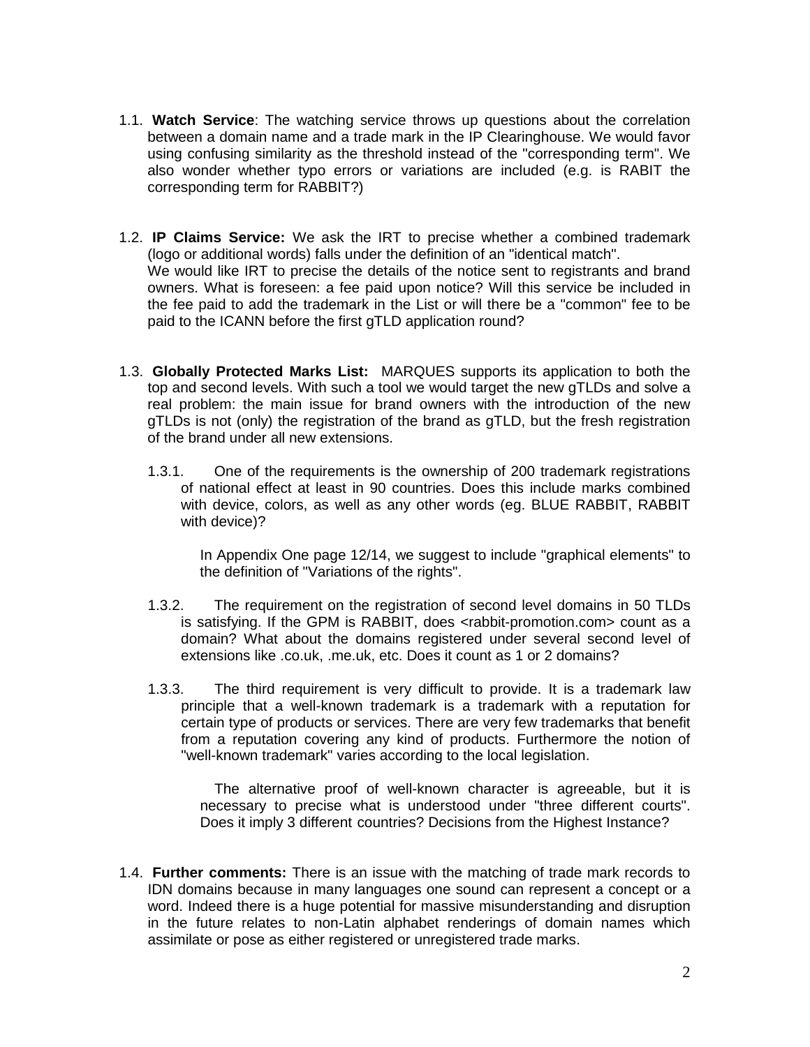1.1. **Watch Service**: The watching service throws up questions about the correlation between a domain name and a trade mark in the IP Clearinghouse. We would favor using confusing similarity as the threshold instead of the "corresponding term". We also wonder whether typo errors or variations are included (e.g. is RABIT the corresponding term for RABBIT?)

1.2. **IP Claims Service:** We ask the IRT to precise whether a combined trademark (logo or additional words) falls under the definition of an "identical match". We would like IRT to precise the details of the notice sent to registrants and brand owners. What is foreseen: a fee paid upon notice? Will this service be included in the fee paid to add the trademark in the List or will there be a "common" fee to be paid to the ICANN before the first gTLD application round?

1.3. **Globally Protected Marks List:** MARQUES supports its application to both the top and second levels. With such a tool we would target the new gTLDs and solve a real problem: the main issue for brand owners with the introduction of the new gTLDs is not (only) the registration of the brand as gTLD, but the fresh registration of the brand under all new extensions.

1.3.1. One of the requirements is the ownership of 200 trademark registrations of national effect at least in 90 countries. Does this include marks combined with device, colors, as well as any other words (eg. BLUE RABBIT, RABBIT with device)?

In Appendix One page 12/14, we suggest to include "graphical elements" to the definition of "Variations of the rights".

1.3.2. The requirement on the registration of second level domains in 50 TLDs is satisfying. If the GPM is RABBIT, does <rabbit-promotion.com> count as a domain? What about the domains registered under several second level of extensions like .co.uk, .me.uk, etc. Does it count as 1 or 2 domains?

1.3.3. The third requirement is very difficult to provide. It is a trademark law principle that a well-known trademark is a trademark with a reputation for certain type of products or services. There are very few trademarks that benefit from a reputation covering any kind of products. Furthermore the notion of "well-known trademark" varies according to the local legislation.

The alternative proof of well-known character is agreeable, but it is necessary to precise what is understood under "three different courts". Does it imply 3 different countries? Decisions from the Highest Instance?

1.4. **Further comments:** There is an issue with the matching of trade mark records to IDN domains because in many languages one sound can represent a concept or a word. Indeed there is a huge potential for massive misunderstanding and disruption in the future relates to non-Latin alphabet renderings of domain names which assimilate or pose as either registered or unregistered trade marks.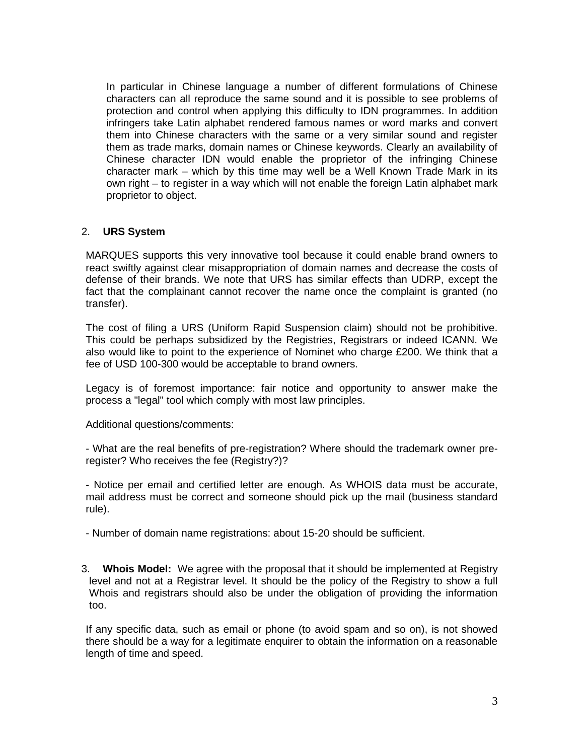In particular in Chinese language a number of different formulations of Chinese characters can all reproduce the same sound and it is possible to see problems of protection and control when applying this difficulty to IDN programmes. In addition infringers take Latin alphabet rendered famous names or word marks and convert them into Chinese characters with the same or a very similar sound and register them as trade marks, domain names or Chinese keywords. Clearly an availability of Chinese character IDN would enable the proprietor of the infringing Chinese character mark – which by this time may well be a Well Known Trade Mark in its own right – to register in a way which will not enable the foreign Latin alphabet mark proprietor to object.

2. **URS System**

MARQUES supports this very innovative tool because it could enable brand owners to react swiftly against clear misappropriation of domain names and decrease the costs of defense of their brands. We note that URS has similar effects than UDRP, except the fact that the complainant cannot recover the name once the complaint is granted (no transfer).

The cost of filing a URS (Uniform Rapid Suspension claim) should not be prohibitive. This could be perhaps subsidized by the Registries, Registrars or indeed ICANN. We also would like to point to the experience of Nominet who charge £200. We think that a fee of USD 100-300 would be acceptable to brand owners.

Legacy is of foremost importance: fair notice and opportunity to answer make the process a "legal" tool which comply with most law principles.

Additional questions/comments:

- What are the real benefits of pre-registration? Where should the trademark owner pre-register? Who receives the fee (Registry?)?

- Notice per email and certified letter are enough. As WHOIS data must be accurate, mail address must be correct and someone should pick up the mail (business standard rule).

- Number of domain name registrations: about 15-20 should be sufficient.

3. **Whois Model:** We agree with the proposal that it should be implemented at Registry level and not at a Registrar level. It should be the policy of the Registry to show a full Whois and registrars should also be under the obligation of providing the information too.

If any specific data, such as email or phone (to avoid spam and so on), is not showed there should be a way for a legitimate enquirer to obtain the information on a reasonable length of time and speed.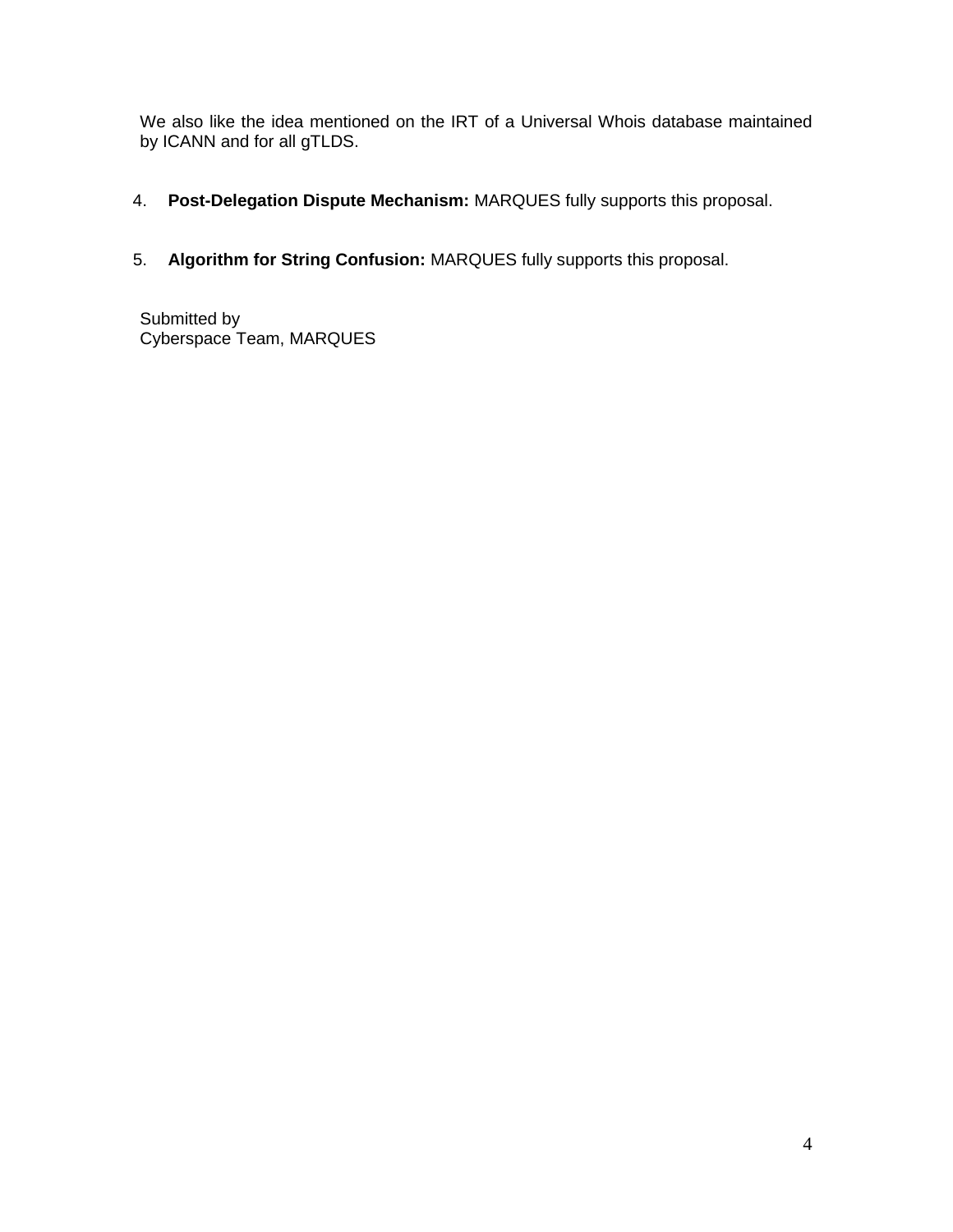We also like the idea mentioned on the IRT of a Universal Whois database maintained by ICANN and for all gTLDS.

4. **Post-Delegation Dispute Mechanism:** MARQUES fully supports this proposal.

5. **Algorithm for String Confusion:** MARQUES fully supports this proposal.

Submitted by
Cyberspace Team, MARQUES